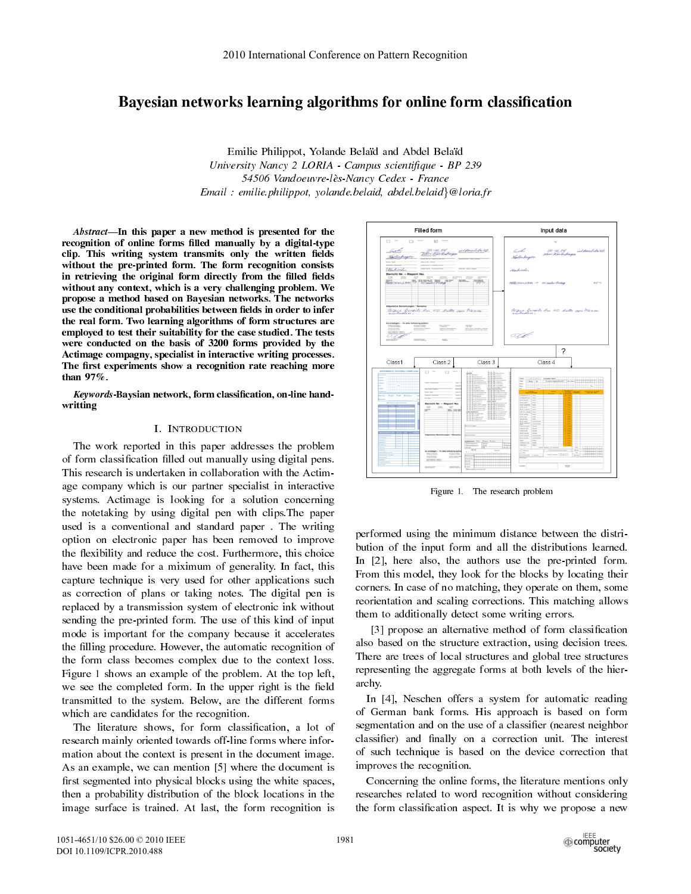# Bayesian networks learning algorithms for online form classification

Emilie Philippot, Yolande Belaïd and Abdel Belaïd
*University Nancy 2 LORIA - Campus scientifique - BP 239*
*54506 Vandoeuvre-lès-Nancy Cedex - France*
*Email : emilie.philippot, yolande.belaid, abdel.belaid}@loria.fr*

***Abstract*—In this paper a new method is presented for the recognition of online forms filled manually by a digital-type clip. This writing system transmits only the written fields without the pre-printed form. The form recognition consists in retrieving the original form directly from the filled fields without any context, which is a very challenging problem. We propose a method based on Bayesian networks. The networks use the conditional probabilities between fields in order to infer the real form. Two learning algorithms of form structures are employed to test their suitability for the case studied. The tests were conducted on the basis of 3200 forms provided by the Actimage compagny, specialist in interactive writing processes. The first experiments show a recognition rate reaching more than 97%.**

***Keywords*-Baysian network, form classification, on-line handwritting**

## I. Introduction

The work reported in this paper addresses the problem of form classification filled out manually using digital pens. This research is undertaken in collaboration with the Actimage company which is our partner specialist in interactive systems. Actimage is looking for a solution concerning the notetaking by using digital pen with clips.The paper used is a conventional and standard paper . The writing option on electronic paper has been removed to improve the flexibility and reduce the cost. Furthermore, this choice have been made for a miximum of generality. In fact, this capture technique is very used for other applications such as correction of plans or taking notes. The digital pen is replaced by a transmission system of electronic ink without sending the pre-printed form. The use of this kind of input mode is important for the company because it accelerates the filling procedure. However, the automatic recognition of the form class becomes complex due to the context loss. Figure 1 shows an example of the problem. At the top left, we see the completed form. In the upper right is the field transmitted to the system. Below, are the different forms which are candidates for the recognition.

The literature shows, for form classification, a lot of research mainly oriented towards off-line forms where information about the context is present in the document image. As an example, we can mention [5] where the document is first segmented into physical blocks using the white spaces, then a probability distribution of the block locations in the image surface is trained. At last, the form recognition is performed using the minimum distance between the distribution of the input form and all the distributions learned. In [2], here also, the authors use the pre-printed form. From this model, they look for the blocks by locating their corners. In case of no matching, they operate on them, some reorientation and scaling corrections. This matching allows them to additionally detect some writing errors.

[3] propose an alternative method of form classification also based on the structure extraction, using decision trees. There are trees of local structures and global tree structures representing the aggregate forms at both levels of the hierarchy.

In [4], Neschen offers a system for automatic reading of German bank forms. His approach is based on form segmentation and on the use of a classifier (nearest neighbor classifier) and finally on a correction unit. The interest of such technique is based on the device correction that improves the recognition.

Concerning the online forms, the literature mentions only researches related to word recognition without considering the form classification aspect. It is why we propose a new

Figure 1. The research problem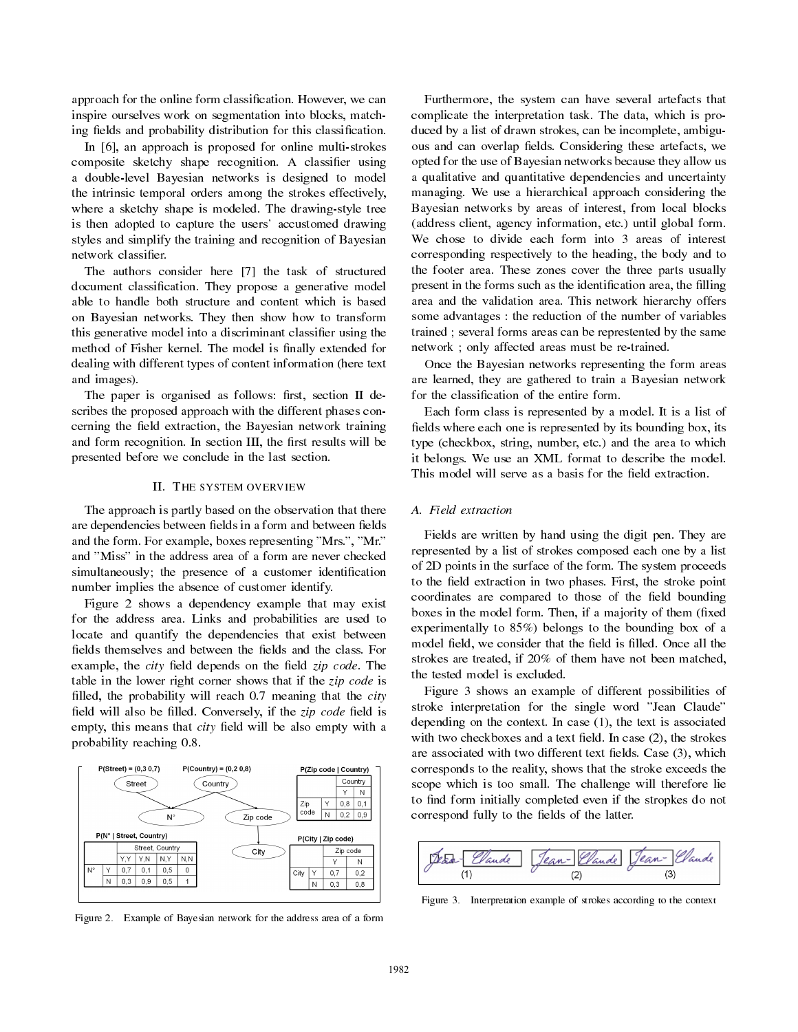approach for the online form classification. However, we can inspire ourselves work on segmentation into blocks, matching fields and probability distribution for this classification.

In [6], an approach is proposed for online multi-strokes composite sketchy shape recognition. A classifier using a double-level Bayesian networks is designed to model the intrinsic temporal orders among the strokes effectively, where a sketchy shape is modeled. The drawing-style tree is then adopted to capture the users' accustomed drawing styles and simplify the training and recognition of Bayesian network classifier.

The authors consider here [7] the task of structured document classification. They propose a generative model able to handle both structure and content which is based on Bayesian networks. They then show how to transform this generative model into a discriminant classifier using the method of Fisher kernel. The model is finally extended for dealing with different types of content information (here text and images).

The paper is organised as follows: first, section II describes the proposed approach with the different phases concerning the field extraction, the Bayesian network training and form recognition. In section III, the first results will be presented before we conclude in the last section.

## II. The system overview

The approach is partly based on the observation that there are dependencies between fields in a form and between fields and the form. For example, boxes representing "Mrs.", "Mr." and "Miss" in the address area of a form are never checked simultaneously; the presence of a customer identification number implies the absence of customer identify.

Figure 2 shows a dependency example that may exist for the address area. Links and probabilities are used to locate and quantify the dependencies that exist between fields themselves and between the fields and the class. For example, the *city* field depends on the field *zip code*. The table in the lower right corner shows that if the *zip code* is filled, the probability will reach 0.7 meaning that the *city* field will also be filled. Conversely, if the *zip code* field is empty, this means that *city* field will be also empty with a probability reaching 0.8.

P(Street) = (0,3 0,7) P(Country) = (0,2 0,8)

P(Zip code | Country)

| | | Country Y | Country N |
|---|---|---|---|
| Zip code | Y | 0,8 | 0,1 |
| | N | 0,2 | 0,9 |

P(N° | Street, Country)

| | | Y,Y | Y,N | N,Y | N,N |
|---|---|---|---|---|---|
| N° | Y | 0,7 | 0,1 | 0,5 | 0 |
| | N | 0,3 | 0,9 | 0,5 | 1 |

P(City | Zip code)

| | | Zip code Y | Zip code N |
|---|---|---|---|
| City | Y | 0,7 | 0,2 |
| | N | 0,3 | 0,8 |

Figure 2. Example of Bayesian network for the address area of a form

Furthermore, the system can have several artefacts that complicate the interpretation task. The data, which is produced by a list of drawn strokes, can be incomplete, ambiguous and can overlap fields. Considering these artefacts, we opted for the use of Bayesian networks because they allow us a qualitative and quantitative dependencies and uncertainty managing. We use a hierarchical approach considering the Bayesian networks by areas of interest, from local blocks (address client, agency information, etc.) until global form. We chose to divide each form into 3 areas of interest corresponding respectively to the heading, the body and to the footer area. These zones cover the three parts usually present in the forms such as the identification area, the filling area and the validation area. This network hierarchy offers some advantages : the reduction of the number of variables trained ; several forms areas can be represtented by the same network ; only affected areas must be re-trained.

Once the Bayesian networks representing the form areas are learned, they are gathered to train a Bayesian network for the classification of the entire form.

Each form class is represented by a model. It is a list of fields where each one is represented by its bounding box, its type (checkbox, string, number, etc.) and the area to which it belongs. We use an XML format to describe the model. This model will serve as a basis for the field extraction.

### A. Field extraction

Fields are written by hand using the digit pen. They are represented by a list of strokes composed each one by a list of 2D points in the surface of the form. The system proceeds to the field extraction in two phases. First, the stroke point coordinates are compared to those of the field bounding boxes in the model form. Then, if a majority of them (fixed experimentally to 85%) belongs to the bounding box of a model field, we consider that the field is filled. Once all the strokes are treated, if 20% of them have not been matched, the tested model is excluded.

Figure 3 shows an example of different possibilities of stroke interpretation for the single word "Jean Claude" depending on the context. In case (1), the text is associated with two checkboxes and a text field. In case (2), the strokes are associated with two different text fields. Case (3), which corresponds to the reality, shows that the stroke exceeds the scope which is too small. The challenge will therefore lie to find form initially completed even if the stropkes do not correspond fully to the fields of the latter.

Figure 3. Interpretation example of strokes according to the context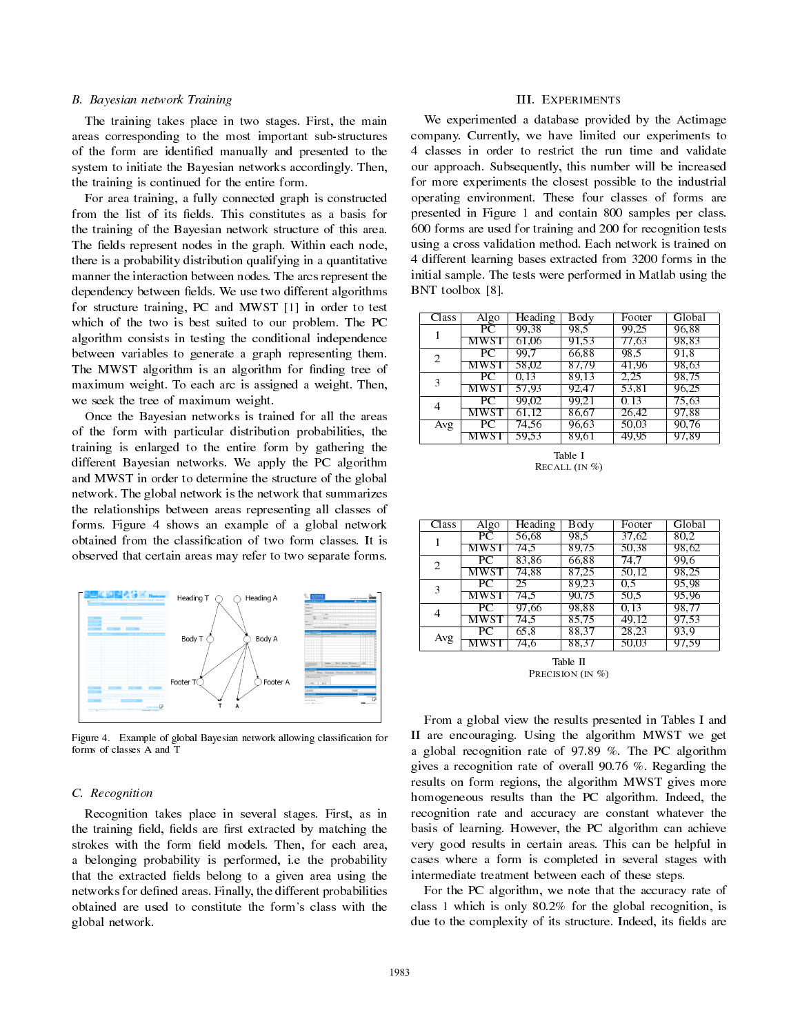### B. Bayesian network Training

The training takes place in two stages. First, the main areas corresponding to the most important sub-structures of the form are identified manually and presented to the system to initiate the Bayesian networks accordingly. Then, the training is continued for the entire form.

For area training, a fully connected graph is constructed from the list of its fields. This constitutes as a basis for the training of the Bayesian network structure of this area. The fields represent nodes in the graph. Within each node, there is a probability distribution qualifying in a quantitative manner the interaction between nodes. The arcs represent the dependency between fields. We use two different algorithms for structure training, PC and MWST [1] in order to test which of the two is best suited to our problem. The PC algorithm consists in testing the conditional independence between variables to generate a graph representing them. The MWST algorithm is an algorithm for finding tree of maximum weight. To each arc is assigned a weight. Then, we seek the tree of maximum weight.

Once the Bayesian networks is trained for all the areas of the form with particular distribution probabilities, the training is enlarged to the entire form by gathering the different Bayesian networks. We apply the PC algorithm and MWST in order to determine the structure of the global network. The global network is the network that summarizes the relationships between areas representing all classes of forms. Figure 4 shows an example of a global network obtained from the classification of two form classes. It is observed that certain areas may refer to two separate forms.

Figure 4. Example of global Bayesian network allowing classification for forms of classes A and T

### C. Recognition

Recognition takes place in several stages. First, as in the training field, fields are first extracted by matching the strokes with the form field models. Then, for each area, a belonging probability is performed, i.e the probability that the extracted fields belong to a given area using the networks for defined areas. Finally, the different probabilities obtained are used to constitute the form's class with the global network.

## III. Experiments

We experimented a database provided by the Actimage company. Currently, we have limited our experiments to 4 classes in order to restrict the run time and validate our approach. Subsequently, this number will be increased for more experiments the closest possible to the industrial operating environment. These four classes of forms are presented in Figure 1 and contain 800 samples per class. 600 forms are used for training and 200 for recognition tests using a cross validation method. Each network is trained on 4 different learning bases extracted from 3200 forms in the initial sample. The tests were performed in Matlab using the BNT toolbox [8].

| Class | Algo | Heading | Body | Footer | Global |
|---|---|---|---|---|---|
| 1 | PC | 99,38 | 98,5 | 99,25 | 96,88 |
| | MWST | 61,06 | 91,53 | 77,63 | 98,83 |
| 2 | PC | 99,7 | 66,88 | 98,5 | 91,8 |
| | MWST | 58,02 | 87,79 | 41,96 | 98,63 |
| 3 | PC | 0,13 | 89,13 | 2,25 | 98,75 |
| | MWST | 57,93 | 92,47 | 53,81 | 96,25 |
| 4 | PC | 99,02 | 99,21 | 0.13 | 75,63 |
| | MWST | 61,12 | 86,67 | 26,42 | 97,88 |
| Avg | PC | 74,56 | 96,63 | 50,03 | 90,76 |
| | MWST | 59,53 | 89,61 | 49,95 | 97,89 |

Table I
Recall (in %)

| Class | Algo | Heading | Body | Footer | Global |
|---|---|---|---|---|---|
| 1 | PC | 56,68 | 98,5 | 37,62 | 80,2 |
| | MWST | 74,5 | 89,75 | 50,38 | 98,62 |
| 2 | PC | 83,86 | 66,88 | 74,7 | 99,6 |
| | MWST | 74,88 | 87,25 | 50,12 | 98,25 |
| 3 | PC | 25 | 89,23 | 0,5 | 95,98 |
| | MWST | 74,5 | 90,75 | 50,5 | 95,96 |
| 4 | PC | 97,66 | 98,88 | 0,13 | 98,77 |
| | MWST | 74,5 | 85,75 | 49,12 | 97,53 |
| Avg | PC | 65,8 | 88,37 | 28,23 | 93,9 |
| | MWST | 74,6 | 88,37 | 50,03 | 97,59 |

Table II
Precision (in %)

From a global view the results presented in Tables I and II are encouraging. Using the algorithm MWST we get a global recognition rate of 97.89 %. The PC algorithm gives a recognition rate of overall 90.76 %. Regarding the results on form regions, the algorithm MWST gives more homogeneous results than the PC algorithm. Indeed, the recognition rate and accuracy are constant whatever the basis of learning. However, the PC algorithm can achieve very good results in certain areas. This can be helpful in cases where a form is completed in several stages with intermediate treatment between each of these steps.

For the PC algorithm, we note that the accuracy rate of class 1 which is only 80.2% for the global recognition, is due to the complexity of its structure. Indeed, its fields are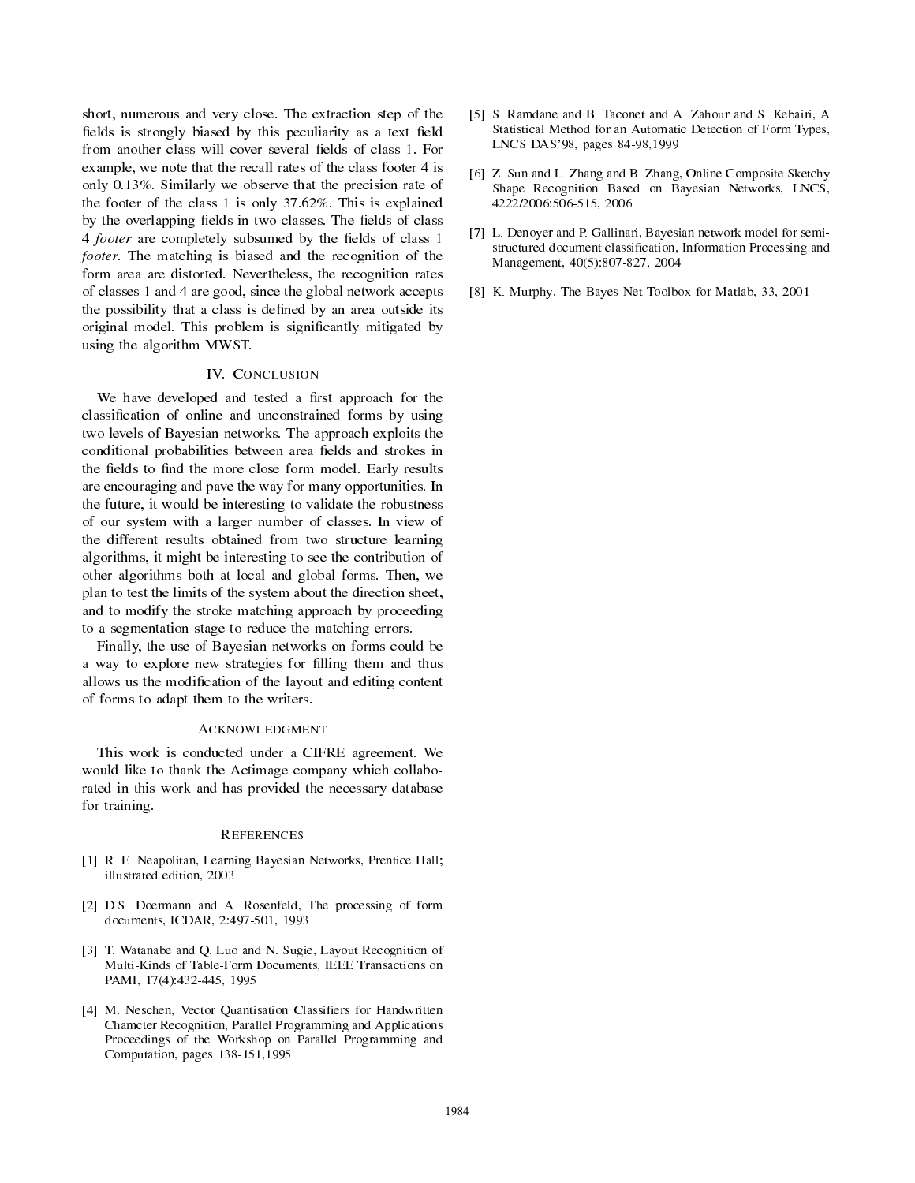short, numerous and very close. The extraction step of the fields is strongly biased by this peculiarity as a text field from another class will cover several fields of class 1. For example, we note that the recall rates of the class footer 4 is only 0.13%. Similarly we observe that the precision rate of the footer of the class 1 is only 37.62%. This is explained by the overlapping fields in two classes. The fields of class 4 *footer* are completely subsumed by the fields of class 1 *footer*. The matching is biased and the recognition of the form area are distorted. Nevertheless, the recognition rates of classes 1 and 4 are good, since the global network accepts the possibility that a class is defined by an area outside its original model. This problem is significantly mitigated by using the algorithm MWST.

## IV. Conclusion

We have developed and tested a first approach for the classification of online and unconstrained forms by using two levels of Bayesian networks. The approach exploits the conditional probabilities between area fields and strokes in the fields to find the more close form model. Early results are encouraging and pave the way for many opportunities. In the future, it would be interesting to validate the robustness of our system with a larger number of classes. In view of the different results obtained from two structure learning algorithms, it might be interesting to see the contribution of other algorithms both at local and global forms. Then, we plan to test the limits of the system about the direction sheet, and to modify the stroke matching approach by proceeding to a segmentation stage to reduce the matching errors.

Finally, the use of Bayesian networks on forms could be a way to explore new strategies for filling them and thus allows us the modification of the layout and editing content of forms to adapt them to the writers.

## Acknowledgment

This work is conducted under a CIFRE agreement. We would like to thank the Actimage company which collaborated in this work and has provided the necessary database for training.

## References

[1] R. E. Neapolitan, Learning Bayesian Networks, Prentice Hall; illustrated edition, 2003

[2] D.S. Doermann and A. Rosenfeld, The processing of form documents, ICDAR, 2:497-501, 1993

[3] T. Watanabe and Q. Luo and N. Sugie, Layout Recognition of Multi-Kinds of Table-Form Documents, IEEE Transactions on PAMI, 17(4):432-445, 1995

[4] M. Neschen, Vector Quantisation Classifiers for Handwritten Character Recognition, Parallel Programming and Applications Proceedings of the Workshop on Parallel Programming and Computation, pages 138-151,1995

[5] S. Ramdane and B. Taconet and A. Zahour and S. Kebairi, A Statistical Method for an Automatic Detection of Form Types, LNCS DAS'98, pages 84-98,1999

[6] Z. Sun and L. Zhang and B. Zhang, Online Composite Sketchy Shape Recognition Based on Bayesian Networks, LNCS, 4222/2006:506-515, 2006

[7] L. Denoyer and P. Gallinari, Bayesian network model for semi-structured document classification, Information Processing and Management, 40(5):807-827, 2004

[8] K. Murphy, The Bayes Net Toolbox for Matlab, 33, 2001